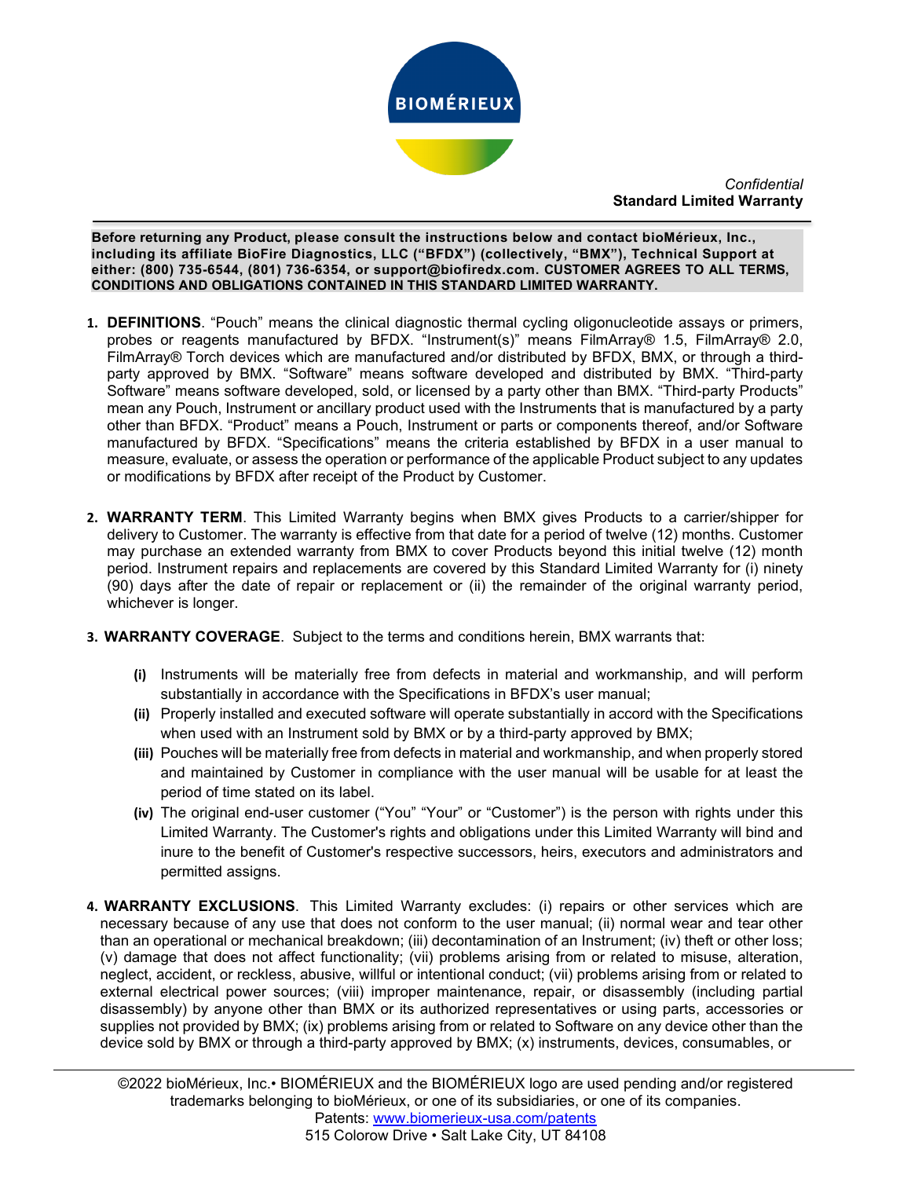*Confidential*
**Standard Limited Warranty**

**Before returning any Product, please consult the instructions below and contact bioMérieux, Inc., including its affiliate BioFire Diagnostics, LLC ("BFDX") (collectively, "BMX"), Technical Support at either: (800) 735-6544, (801) 736-6354, or support@biofiredx.com. CUSTOMER AGREES TO ALL TERMS, CONDITIONS AND OBLIGATIONS CONTAINED IN THIS STANDARD LIMITED WARRANTY.**

1. **DEFINITIONS**. "Pouch" means the clinical diagnostic thermal cycling oligonucleotide assays or primers, probes or reagents manufactured by BFDX. "Instrument(s)" means FilmArray® 1.5, FilmArray® 2.0, FilmArray® Torch devices which are manufactured and/or distributed by BFDX, BMX, or through a third-party approved by BMX. "Software" means software developed and distributed by BMX. "Third-party Software" means software developed, sold, or licensed by a party other than BMX. "Third-party Products" mean any Pouch, Instrument or ancillary product used with the Instruments that is manufactured by a party other than BFDX. "Product" means a Pouch, Instrument or parts or components thereof, and/or Software manufactured by BFDX. "Specifications" means the criteria established by BFDX in a user manual to measure, evaluate, or assess the operation or performance of the applicable Product subject to any updates or modifications by BFDX after receipt of the Product by Customer.

2. **WARRANTY TERM**. This Limited Warranty begins when BMX gives Products to a carrier/shipper for delivery to Customer. The warranty is effective from that date for a period of twelve (12) months. Customer may purchase an extended warranty from BMX to cover Products beyond this initial twelve (12) month period. Instrument repairs and replacements are covered by this Standard Limited Warranty for (i) ninety (90) days after the date of repair or replacement or (ii) the remainder of the original warranty period, whichever is longer.

3. **WARRANTY COVERAGE**. Subject to the terms and conditions herein, BMX warrants that:

   **(i)** Instruments will be materially free from defects in material and workmanship, and will perform substantially in accordance with the Specifications in BFDX's user manual;

   **(ii)** Properly installed and executed software will operate substantially in accord with the Specifications when used with an Instrument sold by BMX or by a third-party approved by BMX;

   **(iii)** Pouches will be materially free from defects in material and workmanship, and when properly stored and maintained by Customer in compliance with the user manual will be usable for at least the period of time stated on its label.

   **(iv)** The original end-user customer ("You" "Your" or "Customer") is the person with rights under this Limited Warranty. The Customer's rights and obligations under this Limited Warranty will bind and inure to the benefit of Customer's respective successors, heirs, executors and administrators and permitted assigns.

4. **WARRANTY EXCLUSIONS**. This Limited Warranty excludes: (i) repairs or other services which are necessary because of any use that does not conform to the user manual; (ii) normal wear and tear other than an operational or mechanical breakdown; (iii) decontamination of an Instrument; (iv) theft or other loss; (v) damage that does not affect functionality; (vii) problems arising from or related to misuse, alteration, neglect, accident, or reckless, abusive, willful or intentional conduct; (vii) problems arising from or related to external electrical power sources; (viii) improper maintenance, repair, or disassembly (including partial disassembly) by anyone other than BMX or its authorized representatives or using parts, accessories or supplies not provided by BMX; (ix) problems arising from or related to Software on any device other than the device sold by BMX or through a third-party approved by BMX; (x) instruments, devices, consumables, or

©2022 bioMérieux, Inc.• BIOMÉRIEUX and the BIOMÉRIEUX logo are used pending and/or registered trademarks belonging to bioMérieux, or one of its subsidiaries, or one of its companies.
Patents: www.biomerieux-usa.com/patents
515 Colorow Drive • Salt Lake City, UT 84108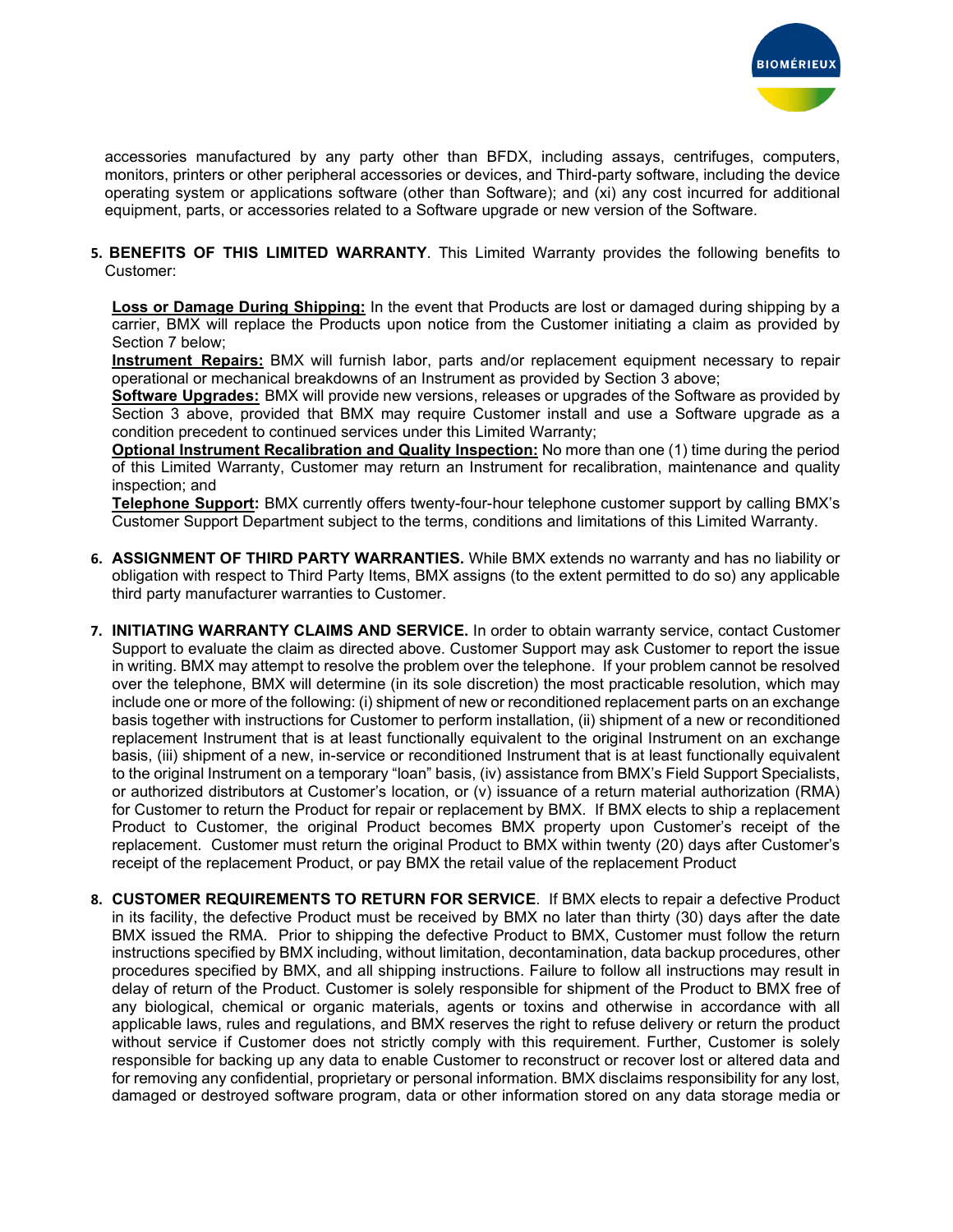accessories manufactured by any party other than BFDX, including assays, centrifuges, computers, monitors, printers or other peripheral accessories or devices, and Third-party software, including the device operating system or applications software (other than Software); and (xi) any cost incurred for additional equipment, parts, or accessories related to a Software upgrade or new version of the Software.

5. **BENEFITS OF THIS LIMITED WARRANTY**. This Limited Warranty provides the following benefits to Customer:

   **Loss or Damage During Shipping:** In the event that Products are lost or damaged during shipping by a carrier, BMX will replace the Products upon notice from the Customer initiating a claim as provided by Section 7 below;
   **Instrument Repairs:** BMX will furnish labor, parts and/or replacement equipment necessary to repair operational or mechanical breakdowns of an Instrument as provided by Section 3 above;
   **Software Upgrades:** BMX will provide new versions, releases or upgrades of the Software as provided by Section 3 above, provided that BMX may require Customer install and use a Software upgrade as a condition precedent to continued services under this Limited Warranty;
   **Optional Instrument Recalibration and Quality Inspection:** No more than one (1) time during the period of this Limited Warranty, Customer may return an Instrument for recalibration, maintenance and quality inspection; and
   **Telephone Support:** BMX currently offers twenty-four-hour telephone customer support by calling BMX's Customer Support Department subject to the terms, conditions and limitations of this Limited Warranty.

6. **ASSIGNMENT OF THIRD PARTY WARRANTIES.** While BMX extends no warranty and has no liability or obligation with respect to Third Party Items, BMX assigns (to the extent permitted to do so) any applicable third party manufacturer warranties to Customer.

7. **INITIATING WARRANTY CLAIMS AND SERVICE.** In order to obtain warranty service, contact Customer Support to evaluate the claim as directed above. Customer Support may ask Customer to report the issue in writing. BMX may attempt to resolve the problem over the telephone. If your problem cannot be resolved over the telephone, BMX will determine (in its sole discretion) the most practicable resolution, which may include one or more of the following: (i) shipment of new or reconditioned replacement parts on an exchange basis together with instructions for Customer to perform installation, (ii) shipment of a new or reconditioned replacement Instrument that is at least functionally equivalent to the original Instrument on an exchange basis, (iii) shipment of a new, in-service or reconditioned Instrument that is at least functionally equivalent to the original Instrument on a temporary "loan" basis, (iv) assistance from BMX's Field Support Specialists, or authorized distributors at Customer's location, or (v) issuance of a return material authorization (RMA) for Customer to return the Product for repair or replacement by BMX. If BMX elects to ship a replacement Product to Customer, the original Product becomes BMX property upon Customer's receipt of the replacement. Customer must return the original Product to BMX within twenty (20) days after Customer's receipt of the replacement Product, or pay BMX the retail value of the replacement Product

8. **CUSTOMER REQUIREMENTS TO RETURN FOR SERVICE**. If BMX elects to repair a defective Product in its facility, the defective Product must be received by BMX no later than thirty (30) days after the date BMX issued the RMA. Prior to shipping the defective Product to BMX, Customer must follow the return instructions specified by BMX including, without limitation, decontamination, data backup procedures, other procedures specified by BMX, and all shipping instructions. Failure to follow all instructions may result in delay of return of the Product. Customer is solely responsible for shipment of the Product to BMX free of any biological, chemical or organic materials, agents or toxins and otherwise in accordance with all applicable laws, rules and regulations, and BMX reserves the right to refuse delivery or return the product without service if Customer does not strictly comply with this requirement. Further, Customer is solely responsible for backing up any data to enable Customer to reconstruct or recover lost or altered data and for removing any confidential, proprietary or personal information. BMX disclaims responsibility for any lost, damaged or destroyed software program, data or other information stored on any data storage media or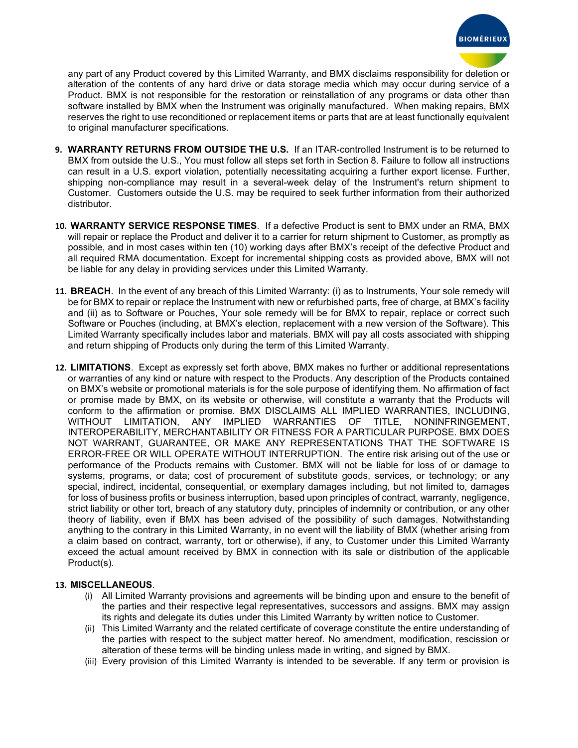any part of any Product covered by this Limited Warranty, and BMX disclaims responsibility for deletion or alteration of the contents of any hard drive or data storage media which may occur during service of a Product. BMX is not responsible for the restoration or reinstallation of any programs or data other than software installed by BMX when the Instrument was originally manufactured. When making repairs, BMX reserves the right to use reconditioned or replacement items or parts that are at least functionally equivalent to original manufacturer specifications.

9. **WARRANTY RETURNS FROM OUTSIDE THE U.S.** If an ITAR-controlled Instrument is to be returned to BMX from outside the U.S., You must follow all steps set forth in Section 8. Failure to follow all instructions can result in a U.S. export violation, potentially necessitating acquiring a further export license. Further, shipping non-compliance may result in a several-week delay of the Instrument's return shipment to Customer. Customers outside the U.S. may be required to seek further information from their authorized distributor.

10. **WARRANTY SERVICE RESPONSE TIMES**. If a defective Product is sent to BMX under an RMA, BMX will repair or replace the Product and deliver it to a carrier for return shipment to Customer, as promptly as possible, and in most cases within ten (10) working days after BMX's receipt of the defective Product and all required RMA documentation. Except for incremental shipping costs as provided above, BMX will not be liable for any delay in providing services under this Limited Warranty.

11. **BREACH**. In the event of any breach of this Limited Warranty: (i) as to Instruments, Your sole remedy will be for BMX to repair or replace the Instrument with new or refurbished parts, free of charge, at BMX's facility and (ii) as to Software or Pouches, Your sole remedy will be for BMX to repair, replace or correct such Software or Pouches (including, at BMX's election, replacement with a new version of the Software). This Limited Warranty specifically includes labor and materials. BMX will pay all costs associated with shipping and return shipping of Products only during the term of this Limited Warranty.

12. **LIMITATIONS**. Except as expressly set forth above, BMX makes no further or additional representations or warranties of any kind or nature with respect to the Products. Any description of the Products contained on BMX's website or promotional materials is for the sole purpose of identifying them. No affirmation of fact or promise made by BMX, on its website or otherwise, will constitute a warranty that the Products will conform to the affirmation or promise. BMX DISCLAIMS ALL IMPLIED WARRANTIES, INCLUDING, WITHOUT LIMITATION, ANY IMPLIED WARRANTIES OF TITLE, NONINFRINGEMENT, INTEROPERABILITY, MERCHANTABILITY OR FITNESS FOR A PARTICULAR PURPOSE. BMX DOES NOT WARRANT, GUARANTEE, OR MAKE ANY REPRESENTATIONS THAT THE SOFTWARE IS ERROR-FREE OR WILL OPERATE WITHOUT INTERRUPTION. The entire risk arising out of the use or performance of the Products remains with Customer. BMX will not be liable for loss of or damage to systems, programs, or data; cost of procurement of substitute goods, services, or technology; or any special, indirect, incidental, consequential, or exemplary damages including, but not limited to, damages for loss of business profits or business interruption, based upon principles of contract, warranty, negligence, strict liability or other tort, breach of any statutory duty, principles of indemnity or contribution, or any other theory of liability, even if BMX has been advised of the possibility of such damages. Notwithstanding anything to the contrary in this Limited Warranty, in no event will the liability of BMX (whether arising from a claim based on contract, warranty, tort or otherwise), if any, to Customer under this Limited Warranty exceed the actual amount received by BMX in connection with its sale or distribution of the applicable Product(s).

13. **MISCELLANEOUS**.
    (i) All Limited Warranty provisions and agreements will be binding upon and ensure to the benefit of the parties and their respective legal representatives, successors and assigns. BMX may assign its rights and delegate its duties under this Limited Warranty by written notice to Customer.
    (ii) This Limited Warranty and the related certificate of coverage constitute the entire understanding of the parties with respect to the subject matter hereof. No amendment, modification, rescission or alteration of these terms will be binding unless made in writing, and signed by BMX.
    (iii) Every provision of this Limited Warranty is intended to be severable. If any term or provision is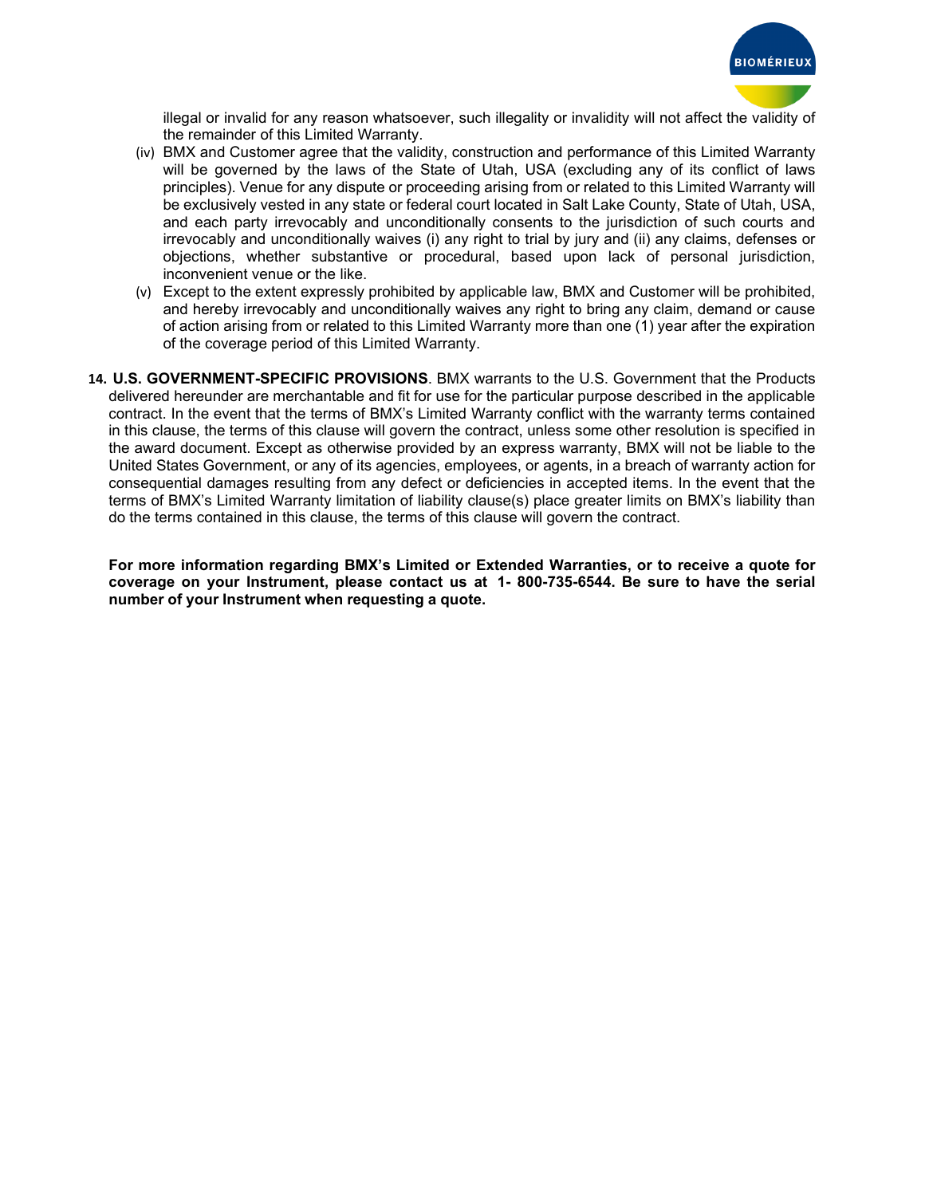illegal or invalid for any reason whatsoever, such illegality or invalidity will not affect the validity of the remainder of this Limited Warranty.

(iv) BMX and Customer agree that the validity, construction and performance of this Limited Warranty will be governed by the laws of the State of Utah, USA (excluding any of its conflict of laws principles). Venue for any dispute or proceeding arising from or related to this Limited Warranty will be exclusively vested in any state or federal court located in Salt Lake County, State of Utah, USA, and each party irrevocably and unconditionally consents to the jurisdiction of such courts and irrevocably and unconditionally waives (i) any right to trial by jury and (ii) any claims, defenses or objections, whether substantive or procedural, based upon lack of personal jurisdiction, inconvenient venue or the like.

(v) Except to the extent expressly prohibited by applicable law, BMX and Customer will be prohibited, and hereby irrevocably and unconditionally waives any right to bring any claim, demand or cause of action arising from or related to this Limited Warranty more than one (1) year after the expiration of the coverage period of this Limited Warranty.

**14. U.S. GOVERNMENT-SPECIFIC PROVISIONS**. BMX warrants to the U.S. Government that the Products delivered hereunder are merchantable and fit for use for the particular purpose described in the applicable contract. In the event that the terms of BMX's Limited Warranty conflict with the warranty terms contained in this clause, the terms of this clause will govern the contract, unless some other resolution is specified in the award document. Except as otherwise provided by an express warranty, BMX will not be liable to the United States Government, or any of its agencies, employees, or agents, in a breach of warranty action for consequential damages resulting from any defect or deficiencies in accepted items. In the event that the terms of BMX's Limited Warranty limitation of liability clause(s) place greater limits on BMX's liability than do the terms contained in this clause, the terms of this clause will govern the contract.

**For more information regarding BMX's Limited or Extended Warranties, or to receive a quote for coverage on your Instrument, please contact us at 1- 800-735-6544. Be sure to have the serial number of your Instrument when requesting a quote.**